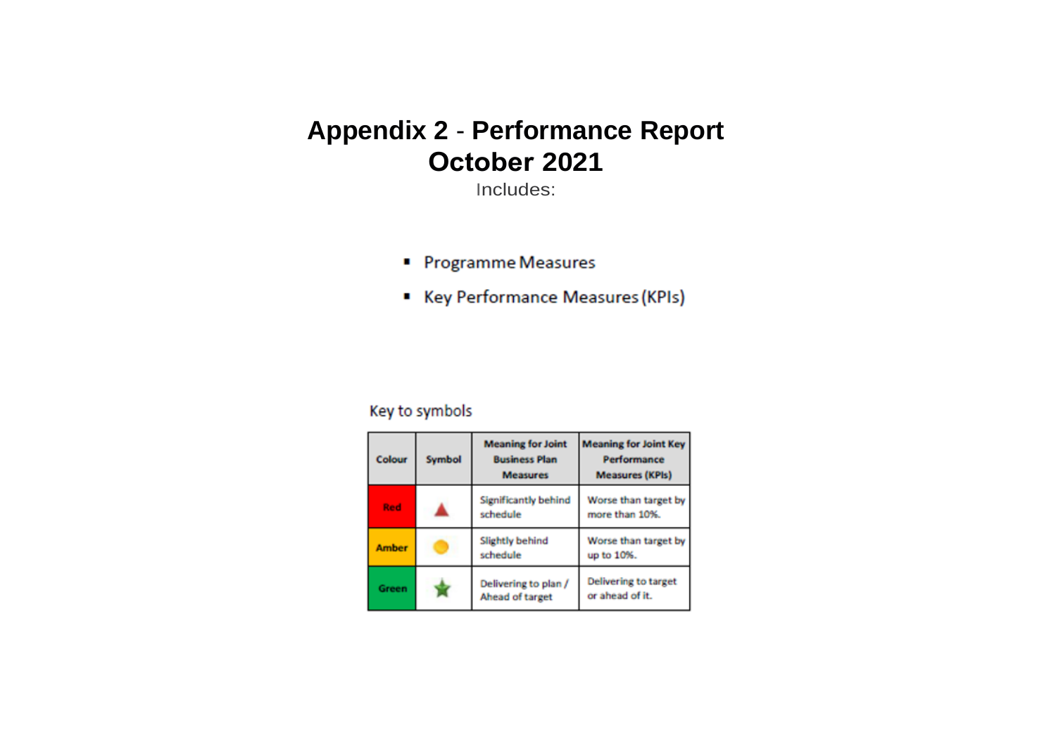# Appendix 2 - Performance Report October 2021

Includes:

- Programme Measures
- Key Performance Measures (KPIs)

Key to symbols

| Colour | Symbol | Meaning for Joint Business Plan Measures | Meaning for Joint Key Performance Measures (KPIs) |
|---|---|---|---|
| Red | ▲ | Significantly behind schedule | Worse than target by more than 10%. |
| Amber | ● | Slightly behind schedule | Worse than target by up to 10%. |
| Green | ★ | Delivering to plan / Ahead of target | Delivering to target or ahead of it. |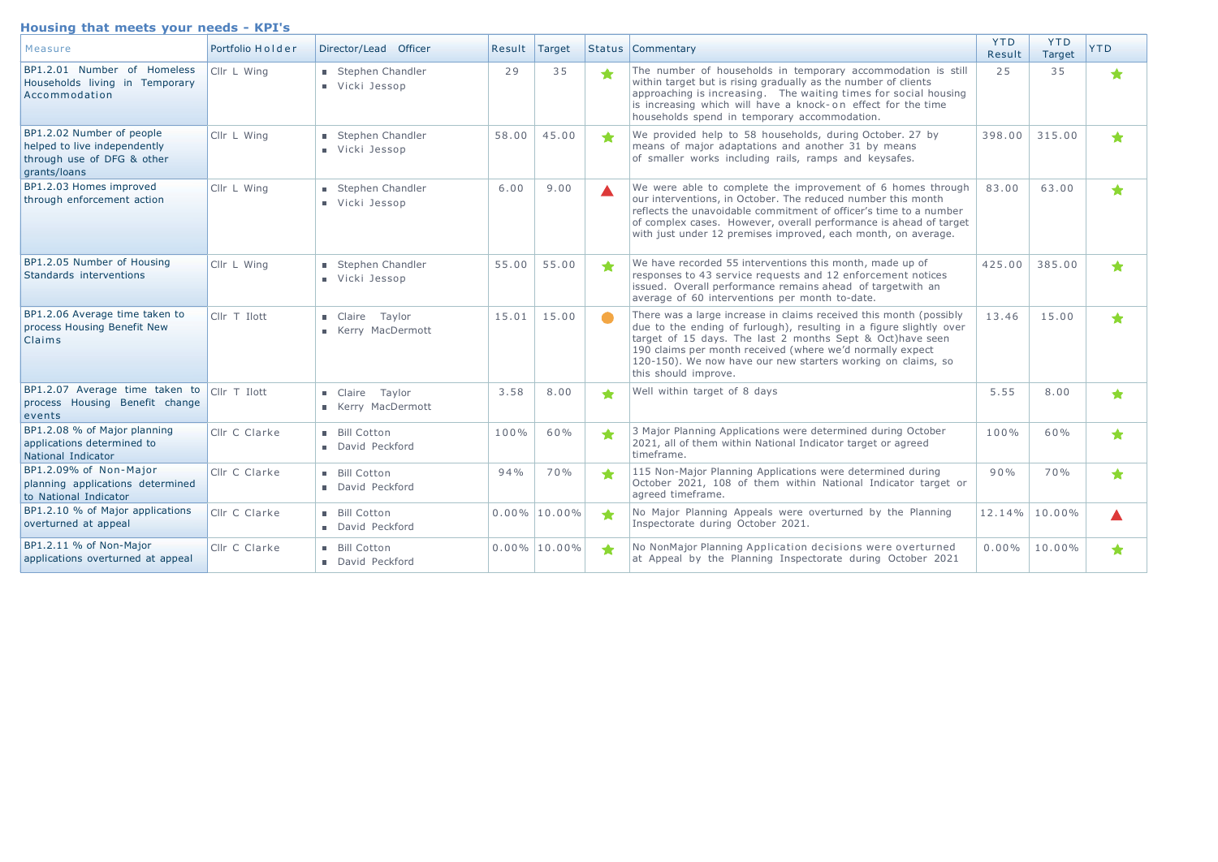## Housing that meets your needs - KPI's

| Measure | Portfolio Holder | Director/Lead Officer | Result | Target | Status | Commentary | YTD Result | YTD Target | YTD |
|---|---|---|---|---|---|---|---|---|---|
| BP1.2.01 Number of Homeless Households living in Temporary Accommodation | Cllr L Wing | ▪ Stephen Chandler<br>▪ Vicki Jessop | 29 | 35 | ★ | The number of households in temporary accommodation is still within target but is rising gradually as the number of clients approaching is increasing. The waiting times for social housing is increasing which will have a knock-on effect for the time households spend in temporary accommodation. | 25 | 35 | ★ |
| BP1.2.02 Number of people helped to live independently through use of DFG & other grants/loans | Cllr L Wing | ▪ Stephen Chandler<br>▪ Vicki Jessop | 58.00 | 45.00 | ★ | We provided help to 58 households, during October. 27 by means of major adaptations and another 31 by means of smaller works including rails, ramps and keysafes. | 398.00 | 315.00 | ★ |
| BP1.2.03 Homes improved through enforcement action | Cllr L Wing | ▪ Stephen Chandler<br>▪ Vicki Jessop | 6.00 | 9.00 | ▲ | We were able to complete the improvement of 6 homes through our interventions, in October. The reduced number this month reflects the unavoidable commitment of officer's time to a number of complex cases. However, overall performance is ahead of target with just under 12 premises improved, each month, on average. | 83.00 | 63.00 | ★ |
| BP1.2.05 Number of Housing Standards interventions | Cllr L Wing | ▪ Stephen Chandler<br>▪ Vicki Jessop | 55.00 | 55.00 | ★ | We have recorded 55 interventions this month, made up of responses to 43 service requests and 12 enforcement notices issued. Overall performance remains ahead of targetwith an average of 60 interventions per month to-date. | 425.00 | 385.00 | ★ |
| BP1.2.06 Average time taken to process Housing Benefit New Claims | Cllr T Ilott | ▪ Claire Taylor<br>▪ Kerry MacDermott | 15.01 | 15.00 | ● | There was a large increase in claims received this month (possibly due to the ending of furlough), resulting in a figure slightly over target of 15 days. The last 2 months Sept & Oct)have seen 190 claims per month received (where we'd normally expect 120-150). We now have our new starters working on claims, so this should improve. | 13.46 | 15.00 | ★ |
| BP1.2.07 Average time taken to process Housing Benefit change events | Cllr T Ilott | ▪ Claire Taylor<br>▪ Kerry MacDermott | 3.58 | 8.00 | ★ | Well within target of 8 days | 5.55 | 8.00 | ★ |
| BP1.2.08 % of Major planning applications determined to National Indicator | Cllr C Clarke | ▪ Bill Cotton<br>▪ David Peckford | 100% | 60% | ★ | 3 Major Planning Applications were determined during October 2021, all of them within National Indicator target or agreed timeframe. | 100% | 60% | ★ |
| BP1.2.09% of Non-Major planning applications determined to National Indicator | Cllr C Clarke | ▪ Bill Cotton<br>▪ David Peckford | 94% | 70% | ★ | 115 Non-Major Planning Applications were determined during October 2021, 108 of them within National Indicator target or agreed timeframe. | 90% | 70% | ★ |
| BP1.2.10 % of Major applications overturned at appeal | Cllr C Clarke | ▪ Bill Cotton<br>▪ David Peckford | 0.00% | 10.00% | ★ | No Major Planning Appeals were overturned by the Planning Inspectorate during October 2021. | 12.14% | 10.00% | ▲ |
| BP1.2.11 % of Non-Major applications overturned at appeal | Cllr C Clarke | ▪ Bill Cotton<br>▪ David Peckford | 0.00% | 10.00% | ★ | No NonMajor Planning Application decisions were overturned at Appeal by the Planning Inspectorate during October 2021 | 0.00% | 10.00% | ★ |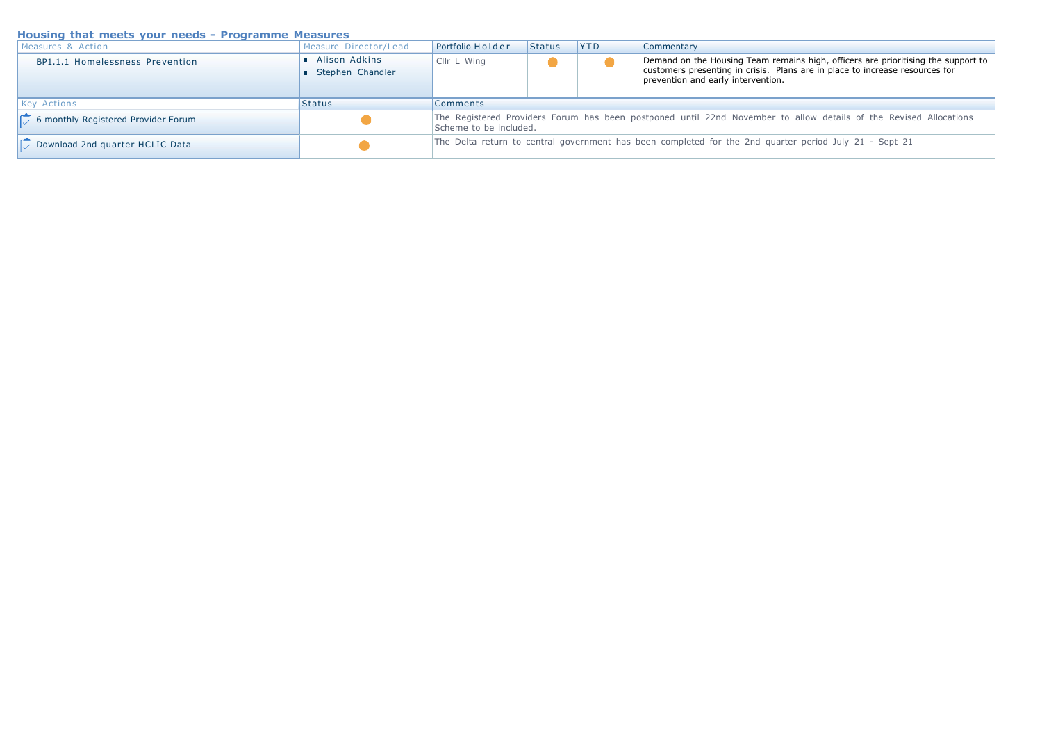## Housing that meets your needs - Programme Measures

| Measures & Action | Measure Director/Lead | Portfolio Holder | Status | YTD | Commentary |
|---|---|---|---|---|---|
| BP1.1.1 Homelessness Prevention | ▪ Alison Adkins<br>▪ Stephen Chandler | Cllr L Wing | ● | ● | Demand on the Housing Team remains high, officers are prioritising the support to customers presenting in crisis. Plans are in place to increase resources for prevention and early intervention. |

| Key Actions | Status | Comments |
|---|---|---|
| 6 monthly Registered Provider Forum | ● | The Registered Providers Forum has been postponed until 22nd November to allow details of the Revised Allocations Scheme to be included. |
| Download 2nd quarter HCLIC Data | ● | The Delta return to central government has been completed for the 2nd quarter period July 21 - Sept 21 |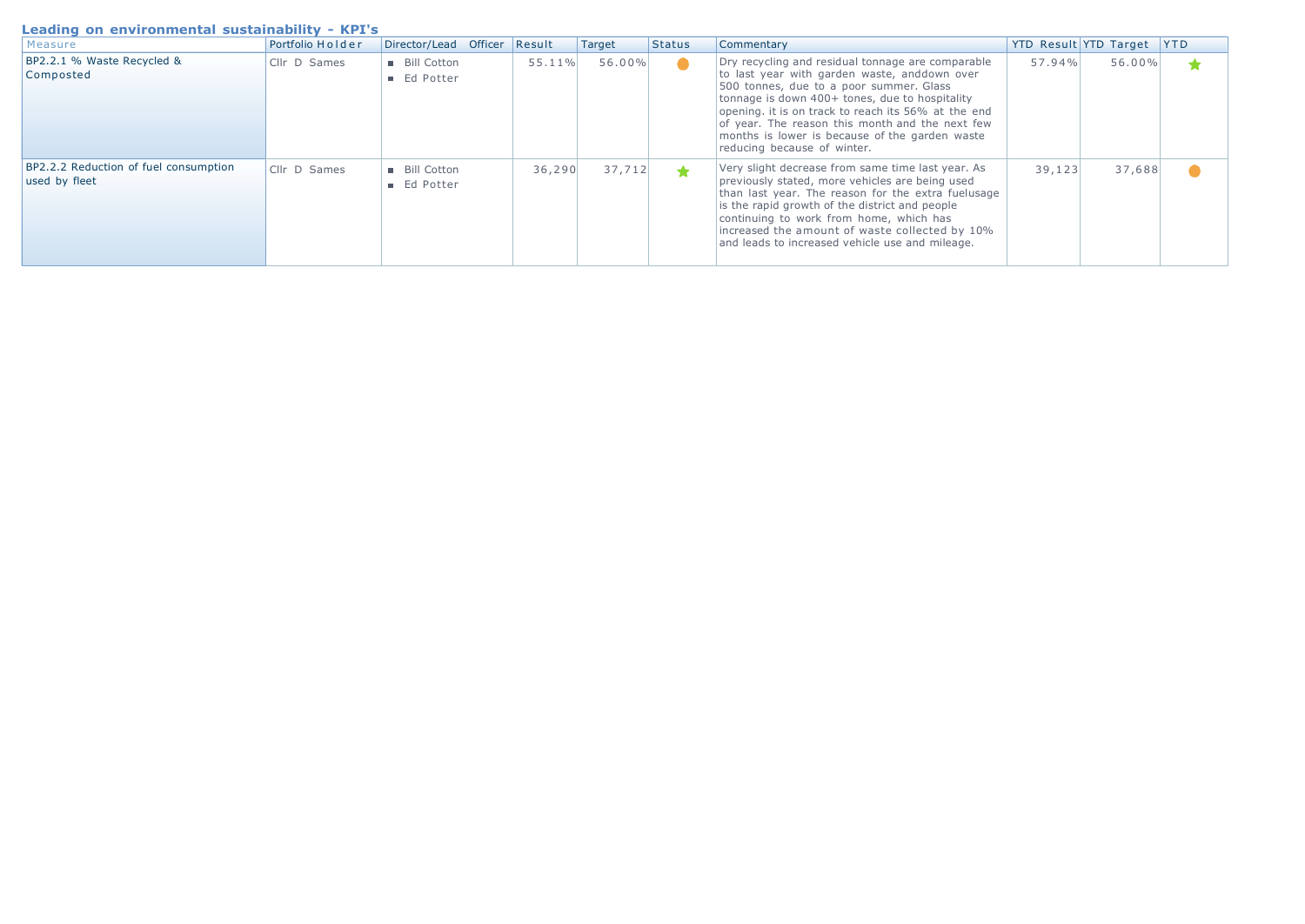## Leading on environmental sustainability - KPI's

| Measure | Portfolio Holder | Director/Lead Officer | Result | Target | Status | Commentary | YTD Result | YTD Target | YTD |
|---|---|---|---|---|---|---|---|---|---|
| BP2.2.1 % Waste Recycled & Composted | Cllr D Sames | ■ Bill Cotton<br>■ Ed Potter | 55.11% | 56.00% | ● | Dry recycling and residual tonnage are comparable to last year with garden waste, anddown over 500 tonnes, due to a poor summer. Glass tonnage is down 400+ tones, due to hospitality opening. it is on track to reach its 56% at the end of year. The reason this month and the next few months is lower is because of the garden waste reducing because of winter. | 57.94% | 56.00% | ★ |
| BP2.2.2 Reduction of fuel consumption used by fleet | Cllr D Sames | ■ Bill Cotton<br>■ Ed Potter | 36,290 | 37,712 | ★ | Very slight decrease from same time last year. As previously stated, more vehicles are being used than last year. The reason for the extra fuelusage is the rapid growth of the district and people continuing to work from home, which has increased the amount of waste collected by 10% and leads to increased vehicle use and mileage. | 39,123 | 37,688 | ● |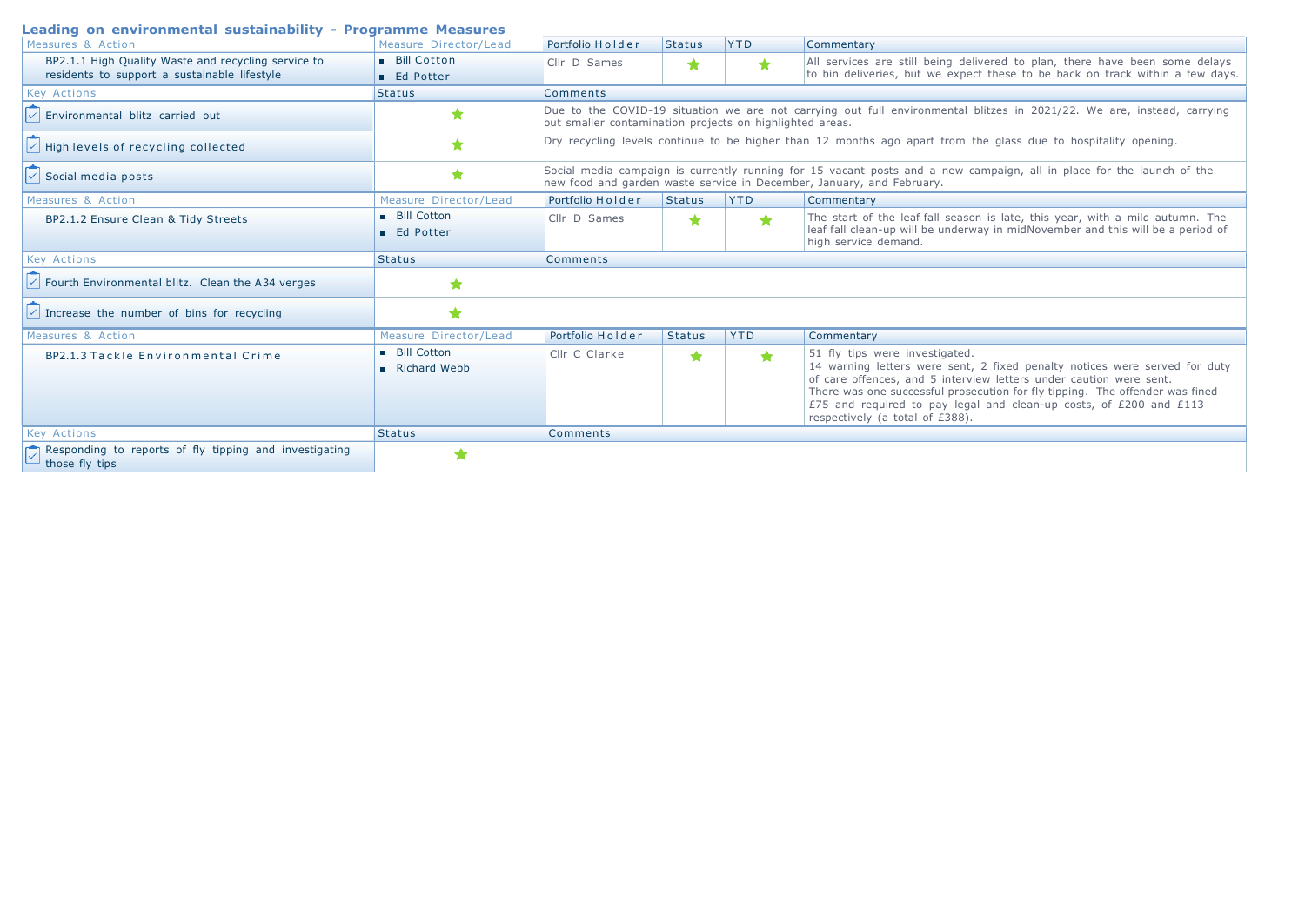## Leading on environmental sustainability - Programme Measures

| Measures & Action | Measure Director/Lead | Portfolio Holder | Status | YTD | Commentary |
|---|---|---|---|---|---|
| BP2.1.1 High Quality Waste and recycling service to residents to support a sustainable lifestyle | Bill Cotton; Ed Potter | Cllr D Sames | ★ | ★ | All services are still being delivered to plan, there have been some delays to bin deliveries, but we expect these to be back on track within a few days. |

| Key Actions | Status | Comments |
|---|---|---|
| Environmental blitz carried out | ★ | Due to the COVID-19 situation we are not carrying out full environmental blitzes in 2021/22. We are, instead, carrying out smaller contamination projects on highlighted areas. |
| High levels of recycling collected | ★ | Dry recycling levels continue to be higher than 12 months ago apart from the glass due to hospitality opening. |
| Social media posts | ★ | Social media campaign is currently running for 15 vacant posts and a new campaign, all in place for the launch of the new food and garden waste service in December, January, and February. |

| Measures & Action | Measure Director/Lead | Portfolio Holder | Status | YTD | Commentary |
|---|---|---|---|---|---|
| BP2.1.2 Ensure Clean & Tidy Streets | Bill Cotton; Ed Potter | Cllr D Sames | ★ | ★ | The start of the leaf fall season is late, this year, with a mild autumn. The leaf fall clean-up will be underway in midNovember and this will be a period of high service demand. |

| Key Actions | Status | Comments |
|---|---|---|
| Fourth Environmental blitz. Clean the A34 verges | ★ | |
| Increase the number of bins for recycling | ★ | |

| Measures & Action | Measure Director/Lead | Portfolio Holder | Status | YTD | Commentary |
|---|---|---|---|---|---|
| BP2.1.3 Tackle Environmental Crime | Bill Cotton; Richard Webb | Cllr C Clarke | ★ | ★ | 51 fly tips were investigated. 14 warning letters were sent, 2 fixed penalty notices were served for duty of care offences, and 5 interview letters under caution were sent. There was one successful prosecution for fly tipping. The offender was fined £75 and required to pay legal and clean-up costs, of £200 and £113 respectively (a total of £388). |

| Key Actions | Status | Comments |
|---|---|---|
| Responding to reports of fly tipping and investigating those fly tips | ★ | |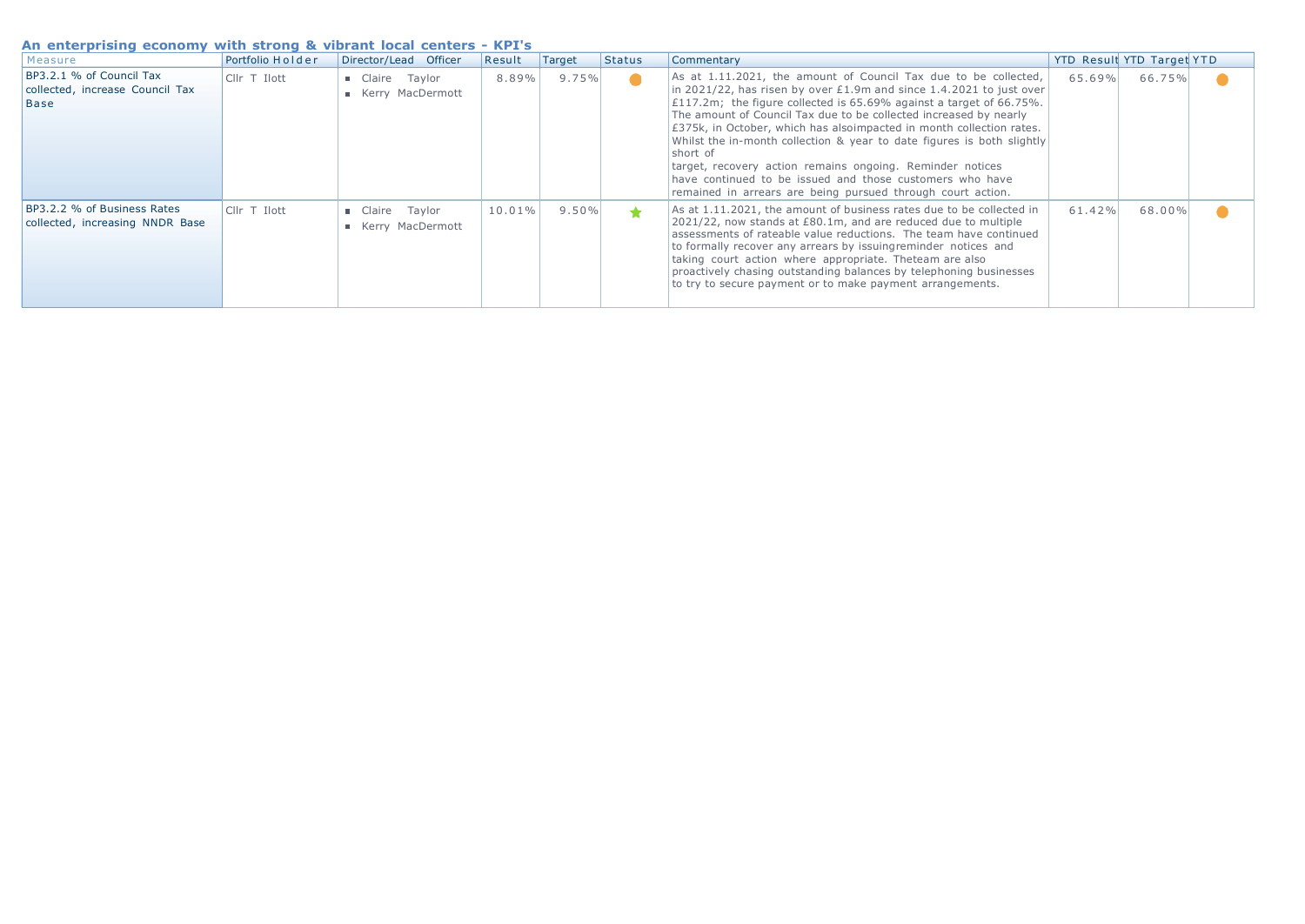## An enterprising economy with strong & vibrant local centers - KPI's

| Measure | Portfolio Holder | Director/Lead Officer | Result | Target | Status | Commentary | YTD Result | YTD Target | YTD |
|---|---|---|---|---|---|---|---|---|---|
| BP3.2.1 % of Council Tax collected, increase Council Tax Base | Cllr T Ilott | ■ Claire Taylor ■ Kerry MacDermott | 8.89% | 9.75% | ● | As at 1.11.2021, the amount of Council Tax due to be collected, in 2021/22, has risen by over £1.9m and since 1.4.2021 to just over £117.2m; the figure collected is 65.69% against a target of 66.75%. The amount of Council Tax due to be collected increased by nearly £375k, in October, which has alsoimpacted in month collection rates. Whilst the in-month collection & year to date figures is both slightly short of target, recovery action remains ongoing. Reminder notices have continued to be issued and those customers who have remained in arrears are being pursued through court action. | 65.69% | 66.75% | ● |
| BP3.2.2 % of Business Rates collected, increasing NNDR Base | Cllr T Ilott | ■ Claire Taylor ■ Kerry MacDermott | 10.01% | 9.50% | ★ | As at 1.11.2021, the amount of business rates due to be collected in 2021/22, now stands at £80.1m, and are reduced due to multiple assessments of rateable value reductions. The team have continued to formally recover any arrears by issuingreminder notices and taking court action where appropriate. Theteam are also proactively chasing outstanding balances by telephoning businesses to try to secure payment or to make payment arrangements. | 61.42% | 68.00% | ● |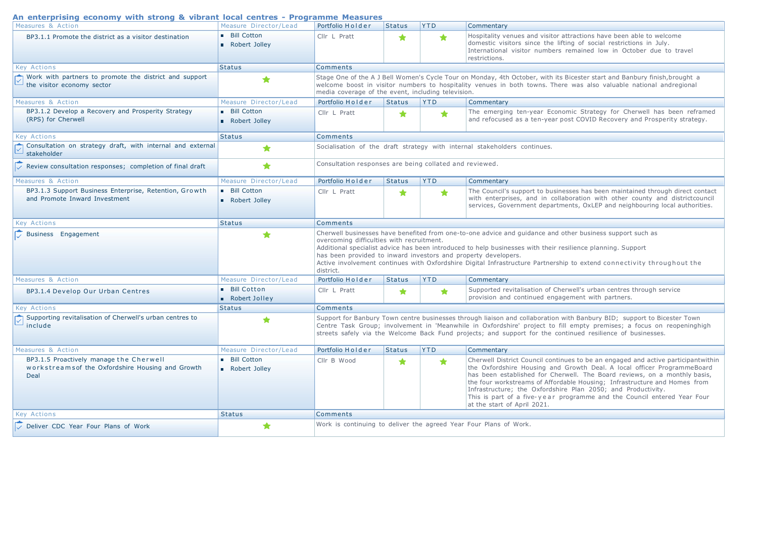## An enterprising economy with strong & vibrant local centres - Programme Measures

| Measures & Action | Measure Director/Lead | Portfolio Holder | Status | YTD | Commentary |
|---|---|---|---|---|---|
| BP3.1.1 Promote the district as a visitor destination | Bill Cotton<br>Robert Jolley | Cllr L Pratt | ★ | ★ | Hospitality venues and visitor attractions have been able to welcome domestic visitors since the lifting of social restrictions in July. International visitor numbers remained low in October due to travel restrictions. |

| Key Actions | Status | Comments |
|---|---|---|
| Work with partners to promote the district and support the visitor economy sector | ★ | Stage One of the A J Bell Women's Cycle Tour on Monday, 4th October, with its Bicester start and Banbury finish,brought a welcome boost in visitor numbers to hospitality venues in both towns. There was also valuable national andregional media coverage of the event, including television. |

| Measures & Action | Measure Director/Lead | Portfolio Holder | Status | YTD | Commentary |
|---|---|---|---|---|---|
| BP3.1.2 Develop a Recovery and Prosperity Strategy (RPS) for Cherwell | Bill Cotton<br>Robert Jolley | Cllr L Pratt | ★ | ★ | The emerging ten-year Economic Strategy for Cherwell has been reframed and refocused as a ten-year post COVID Recovery and Prosperity strategy. |

| Key Actions | Status | Comments |
|---|---|---|
| Consultation on strategy draft, with internal and external stakeholder | ★ | Socialisation of the draft strategy with internal stakeholders continues. |
| Review consultation responses; completion of final draft | ★ | Consultation responses are being collated and reviewed. |

| Measures & Action | Measure Director/Lead | Portfolio Holder | Status | YTD | Commentary |
|---|---|---|---|---|---|
| BP3.1.3 Support Business Enterprise, Retention, Growth and Promote Inward Investment | Bill Cotton<br>Robert Jolley | Cllr L Pratt | ★ | ★ | The Council's support to businesses has been maintained through direct contact with enterprises, and in collaboration with other county and districtcouncil services, Government departments, OxLEP and neighbouring local authorities. |

| Key Actions | Status | Comments |
|---|---|---|
| Business Engagement | ★ | Cherwell businesses have benefited from one-to-one advice and guidance and other business support such as overcoming difficulties with recruitment.<br>Additional specialist advice has been introduced to help businesses with their resilience planning. Support has been provided to inward investors and property developers.<br>Active involvement continues with Oxfordshire Digital Infrastructure Partnership to extend connectivity throughout the district. |

| Measures & Action | Measure Director/Lead | Portfolio Holder | Status | YTD | Commentary |
|---|---|---|---|---|---|
| BP3.1.4 Develop Our Urban Centres | Bill Cotton<br>Robert Jolley | Cllr L Pratt | ★ | ★ | Supported revitalisation of Cherwell's urban centres through service provision and continued engagement with partners. |

| Key Actions | Status | Comments |
|---|---|---|
| Supporting revitalisation of Cherwell's urban centres to include | ★ | Support for Banbury Town centre businesses through liaison and collaboration with Banbury BID; support to Bicester Town Centre Task Group; involvement in 'Meanwhile in Oxfordshire' project to fill empty premises; a focus on reopeninghigh streets safely via the Welcome Back Fund projects; and support for the continued resilience of businesses. |

| Measures & Action | Measure Director/Lead | Portfolio Holder | Status | YTD | Commentary |
|---|---|---|---|---|---|
| BP3.1.5 Proactively manage the Cherwell workstreamsof the Oxfordshire Housing and Growth Deal | Bill Cotton<br>Robert Jolley | Cllr B Wood | ★ | ★ | Cherwell District Council continues to be an engaged and active participantwithin the Oxfordshire Housing and Growth Deal. A local officer ProgrammeBoard has been established for Cherwell. The Board reviews, on a monthly basis, the four workstreams of Affordable Housing; Infrastructure and Homes from Infrastructure; the Oxfordshire Plan 2050; and Productivity.<br>This is part of a five-year programme and the Council entered Year Four at the start of April 2021. |

| Key Actions | Status | Comments |
|---|---|---|
| Deliver CDC Year Four Plans of Work | ★ | Work is continuing to deliver the agreed Year Four Plans of Work. |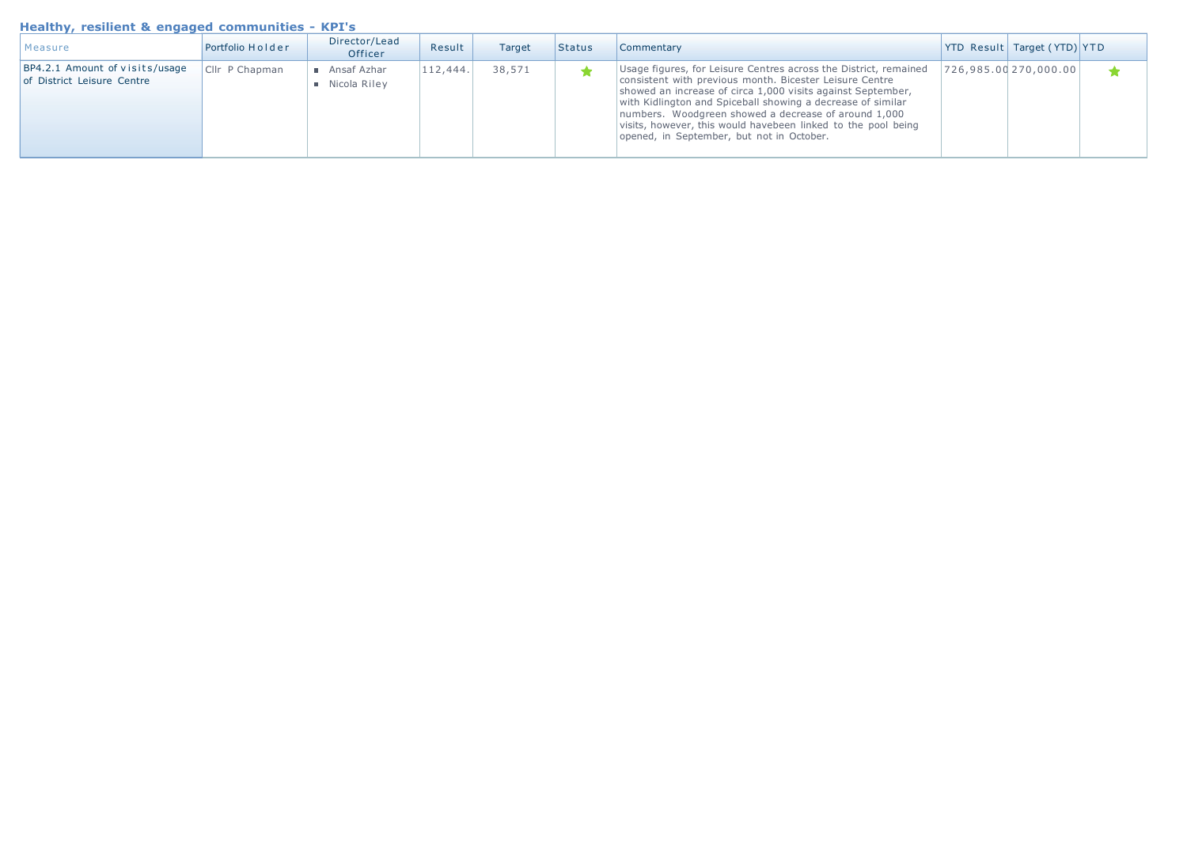## Healthy, resilient & engaged communities - KPI's

| Measure | Portfolio Holder | Director/Lead Officer | Result | Target | Status | Commentary | YTD Result | Target (YTD) | YTD |
|---|---|---|---|---|---|---|---|---|---|
| BP4.2.1 Amount of visits/usage of District Leisure Centre | Cllr P Chapman | ■ Ansaf Azhar<br>■ Nicola Riley | 112,444. | 38,571 | ★ | Usage figures, for Leisure Centres across the District, remained consistent with previous month. Bicester Leisure Centre showed an increase of circa 1,000 visits against September, with Kidlington and Spiceball showing a decrease of similar numbers. Woodgreen showed a decrease of around 1,000 visits, however, this would havebeen linked to the pool being opened, in September, but not in October. | 726,985.00 | 270,000.00 | ★ |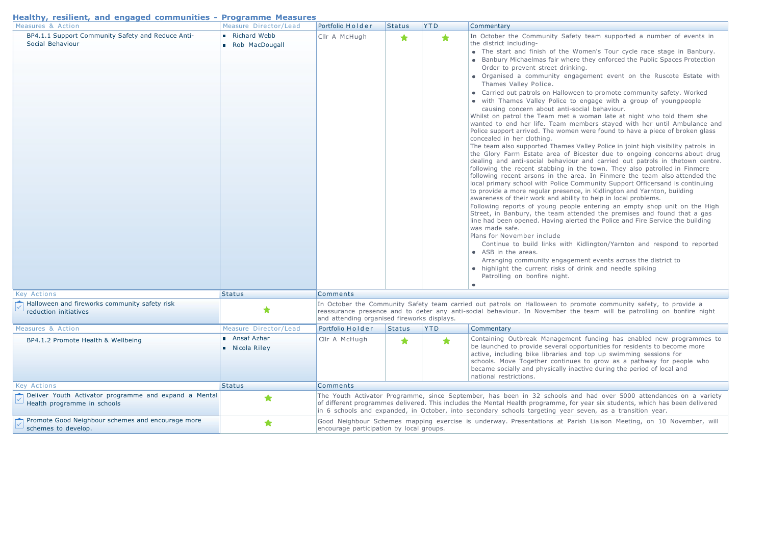## Healthy, resilient, and engaged communities - Programme Measures

| Measures & Action | Measure Director/Lead | Portfolio Holder | Status | YTD | Commentary |
|---|---|---|---|---|---|
| BP4.1.1 Support Community Safety and Reduce Anti-Social Behaviour | ■ Richard Webb<br>■ Rob MacDougall | Cllr A McHugh | ★ | ★ | In October the Community Safety team supported a number of events in the district including-<br>• The start and finish of the Women's Tour cycle race stage in Banbury.<br>• Banbury Michaelmas fair where they enforced the Public Spaces Protection Order to prevent street drinking.<br>• Organised a community engagement event on the Ruscote Estate with Thames Valley Police.<br>• Carried out patrols on Halloween to promote community safety. Worked<br>• with Thames Valley Police to engage with a group of youngpeople causing concern about anti-social behaviour.<br>Whilst on patrol the Team met a woman late at night who told them she wanted to end her life. Team members stayed with her until Ambulance and Police support arrived. The women were found to have a piece of broken glass concealed in her clothing.<br>The team also supported Thames Valley Police in joint high visibility patrols in the Glory Farm Estate area of Bicester due to ongoing concerns about drug dealing and anti-social behaviour and carried out patrols in thetown centre. following the recent stabbing in the town. They also patrolled in Finmere following recent arsons in the area. In Finmere the team also attended the local primary school with Police Community Support Officersand is continuing to provide a more regular presence, in Kidlington and Yarnton, building awareness of their work and ability to help in local problems.<br>Following reports of young people entering an empty shop unit on the High Street, in Banbury, the team attended the premises and found that a gas line had been opened. Having alerted the Police and Fire Service the building was made safe.<br>Plans for November include<br>Continue to build links with Kidlington/Yarnton and respond to reported<br>• ASB in the areas.<br>Arranging community engagement events across the district to<br>• highlight the current risks of drink and needle spiking<br>Patrolling on bonfire night.<br>• |

| Key Actions | Status | Comments |
|---|---|---|
| Halloween and fireworks community safety risk reduction initiatives | ★ | In October the Community Safety team carried out patrols on Halloween to promote community safety, to provide a reassurance presence and to deter any anti-social behaviour. In November the team will be patrolling on bonfire night and attending organised fireworks displays. |

| Measures & Action | Measure Director/Lead | Portfolio Holder | Status | YTD | Commentary |
|---|---|---|---|---|---|
| BP4.1.2 Promote Health & Wellbeing | ■ Ansaf Azhar<br>■ Nicola Riley | Cllr A McHugh | ★ | ★ | Containing Outbreak Management funding has enabled new programmes to be launched to provide several opportunities for residents to become more active, including bike libraries and top up swimming sessions for schools. Move Together continues to grow as a pathway for people who became socially and physically inactive during the period of local and national restrictions. |

| Key Actions | Status | Comments |
|---|---|---|
| Deliver Youth Activator programme and expand a Mental Health programme in schools | ★ | The Youth Activator Programme, since September, has been in 32 schools and had over 5000 attendances on a variety of different programmes delivered. This includes the Mental Health programme, for year six students, which has been delivered in 6 schools and expanded, in October, into secondary schools targeting year seven, as a transition year. |
| Promote Good Neighbour schemes and encourage more schemes to develop. | ★ | Good Neighbour Schemes mapping exercise is underway. Presentations at Parish Liaison Meeting, on 10 November, will encourage participation by local groups. |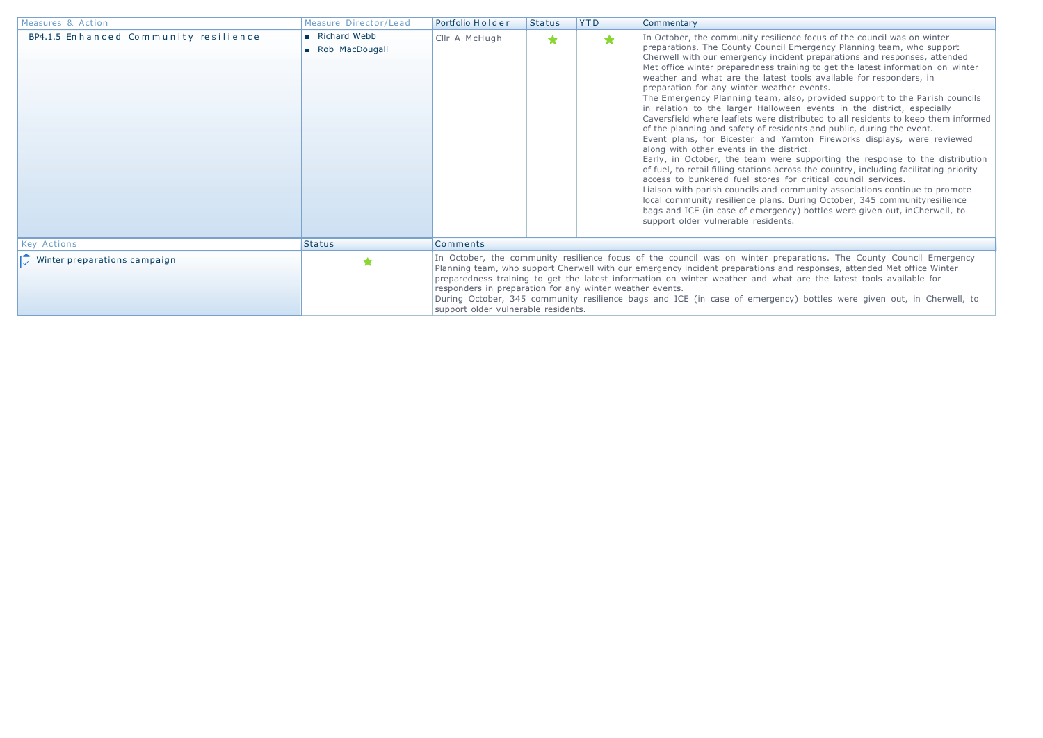| Measures & Action | Measure Director/Lead | Portfolio Holder | Status | YTD | Commentary |
|---|---|---|---|---|---|
| BP4.1.5 Enhanced Community resilience | ■ Richard Webb<br>■ Rob MacDougall | Cllr A McHugh | ★ | ★ | In October, the community resilience focus of the council was on winter preparations. The County Council Emergency Planning team, who support Cherwell with our emergency incident preparations and responses, attended Met office winter preparedness training to get the latest information on winter weather and what are the latest tools available for responders, in preparation for any winter weather events.<br>The Emergency Planning team, also, provided support to the Parish councils in relation to the larger Halloween events in the district, especially Caversfield where leaflets were distributed to all residents to keep them informed of the planning and safety of residents and public, during the event.<br>Event plans, for Bicester and Yarnton Fireworks displays, were reviewed along with other events in the district.<br>Early, in October, the team were supporting the response to the distribution of fuel, to retail filling stations across the country, including facilitating priority access to bunkered fuel stores for critical council services.<br>Liaison with parish councils and community associations continue to promote local community resilience plans. During October, 345 communityresilience bags and ICE (in case of emergency) bottles were given out, inCherwell, to support older vulnerable residents. |

| Key Actions | Status | Comments |
|---|---|---|
| Winter preparations campaign | ★ | In October, the community resilience focus of the council was on winter preparations. The County Council Emergency Planning team, who support Cherwell with our emergency incident preparations and responses, attended Met office Winter preparedness training to get the latest information on winter weather and what are the latest tools available for responders in preparation for any winter weather events.<br>During October, 345 community resilience bags and ICE (in case of emergency) bottles were given out, in Cherwell, to support older vulnerable residents. |